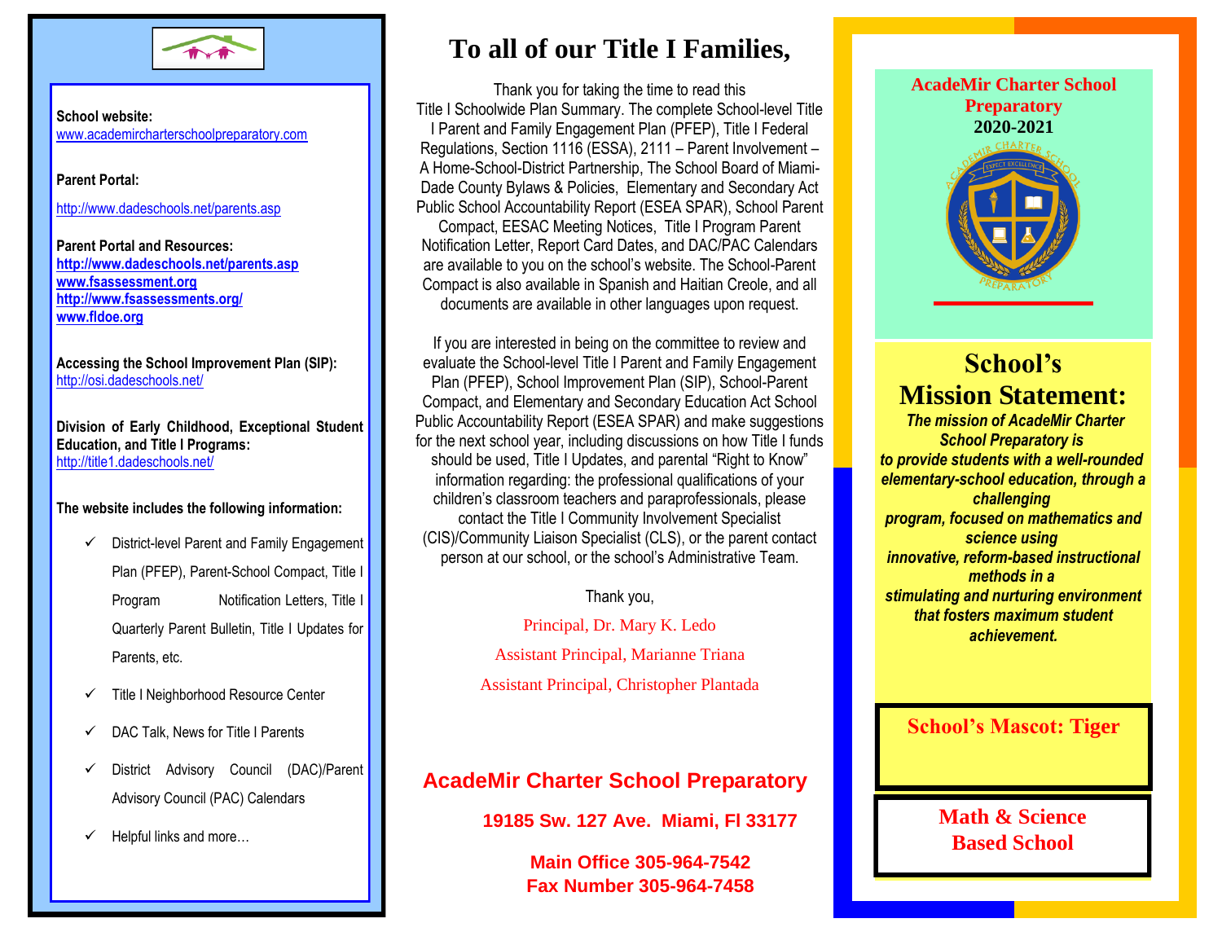**School website:**
www.academircharterschoolpreparatory.com

**Parent Portal:**

http://www.dadeschools.net/parents.asp

**Parent Portal and Resources:**
**http://www.dadeschools.net/parents.asp**
**www.fsassessment.org**
**http://www.fsassessments.org/**
**www.fldoe.org**

**Accessing the School Improvement Plan (SIP):**
http://osi.dadeschools.net/

**Division of Early Childhood, Exceptional Student Education, and Title I Programs:**
http://title1.dadeschools.net/

**The website includes the following information:**

- ✓ District-level Parent and Family Engagement Plan (PFEP), Parent-School Compact, Title I Program Notification Letters, Title I Quarterly Parent Bulletin, Title I Updates for Parents, etc.
- ✓ Title I Neighborhood Resource Center
- ✓ DAC Talk, News for Title I Parents
- ✓ District Advisory Council (DAC)/Parent Advisory Council (PAC) Calendars
- ✓ Helpful links and more…

# To all of our Title I Families,

Thank you for taking the time to read this Title I Schoolwide Plan Summary. The complete School-level Title I Parent and Family Engagement Plan (PFEP), Title I Federal Regulations, Section 1116 (ESSA), 2111 – Parent Involvement – A Home-School-District Partnership, The School Board of Miami-Dade County Bylaws & Policies, Elementary and Secondary Act Public School Accountability Report (ESEA SPAR), School Parent Compact, EESAC Meeting Notices, Title I Program Parent Notification Letter, Report Card Dates, and DAC/PAC Calendars are available to you on the school's website. The School-Parent Compact is also available in Spanish and Haitian Creole, and all documents are available in other languages upon request.

If you are interested in being on the committee to review and evaluate the School-level Title I Parent and Family Engagement Plan (PFEP), School Improvement Plan (SIP), School-Parent Compact, and Elementary and Secondary Education Act School Public Accountability Report (ESEA SPAR) and make suggestions for the next school year, including discussions on how Title I funds should be used, Title I Updates, and parental "Right to Know" information regarding: the professional qualifications of your children's classroom teachers and paraprofessionals, please contact the Title I Community Involvement Specialist (CIS)/Community Liaison Specialist (CLS), or the parent contact person at our school, or the school's Administrative Team.

Thank you,

Principal, Dr. Mary K. Ledo

Assistant Principal, Marianne Triana

Assistant Principal, Christopher Plantada

**AcadeMir Charter School Preparatory**

**19185 Sw. 127 Ave. Miami, Fl 33177**

**Main Office 305-964-7542**
**Fax Number 305-964-7458**

**AcadeMir Charter School Preparatory**
**2020-2021**

## School's Mission Statement:

***The mission of AcadeMir Charter School Preparatory is to provide students with a well-rounded elementary-school education, through a challenging program, focused on mathematics and science using innovative, reform-based instructional methods in a stimulating and nurturing environment that fosters maximum student achievement.***

**School's Mascot: Tiger**

**Math & Science Based School**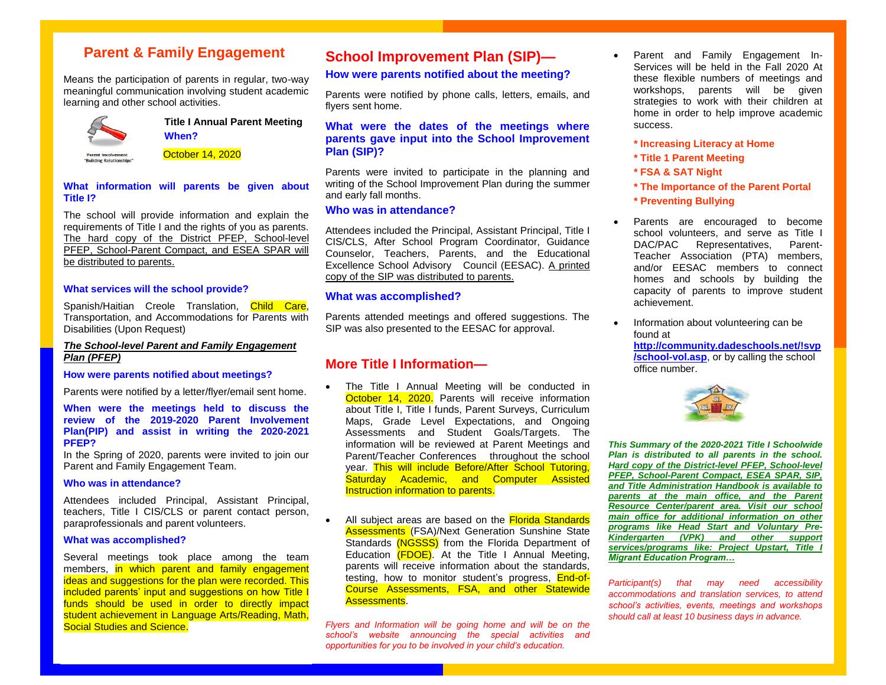## Parent & Family Engagement

Means the participation of parents in regular, two-way meaningful communication involving student academic learning and other school activities.

Parent Involvement
"Building Relationships"

**Title I Annual Parent Meeting**

**When?**

October 14, 2020

**What information will parents be given about Title I?**

The school will provide information and explain the requirements of Title I and the rights of you as parents. The hard copy of the District PFEP, School-level PFEP, School-Parent Compact, and ESEA SPAR will be distributed to parents.

**What services will the school provide?**

Spanish/Haitian Creole Translation, Child Care, Transportation, and Accommodations for Parents with Disabilities (Upon Request)

***The School-level Parent and Family Engagement Plan (PFEP)***

**How were parents notified about meetings?**

Parents were notified by a letter/flyer/email sent home.

**When were the meetings held to discuss the review of the 2019-2020 Parent Involvement Plan(PIP) and assist in writing the 2020-2021 PFEP?**

In the Spring of 2020, parents were invited to join our Parent and Family Engagement Team.

**Who was in attendance?**

Attendees included Principal, Assistant Principal, teachers, Title I CIS/CLS or parent contact person, paraprofessionals and parent volunteers.

**What was accomplished?**

Several meetings took place among the team members, in which parent and family engagement ideas and suggestions for the plan were recorded. This included parents' input and suggestions on how Title I funds should be used in order to directly impact student achievement in Language Arts/Reading, Math, Social Studies and Science.

## School Improvement Plan (SIP)—

**How were parents notified about the meeting?**

Parents were notified by phone calls, letters, emails, and flyers sent home.

**What were the dates of the meetings where parents gave input into the School Improvement Plan (SIP)?**

Parents were invited to participate in the planning and writing of the School Improvement Plan during the summer and early fall months.

**Who was in attendance?**

Attendees included the Principal, Assistant Principal, Title I CIS/CLS, After School Program Coordinator, Guidance Counselor, Teachers, Parents, and the Educational Excellence School Advisory Council (EESAC). A printed copy of the SIP was distributed to parents.

**What was accomplished?**

Parents attended meetings and offered suggestions. The SIP was also presented to the EESAC for approval.

## More Title I Information—

- The Title I Annual Meeting will be conducted in October 14, 2020. Parents will receive information about Title I, Title I funds, Parent Surveys, Curriculum Maps, Grade Level Expectations, and Ongoing Assessments and Student Goals/Targets. The information will be reviewed at Parent Meetings and Parent/Teacher Conferences throughout the school year. This will include Before/After School Tutoring, Saturday Academic, and Computer Assisted Instruction information to parents.

- All subject areas are based on the Florida Standards Assessments (FSA)/Next Generation Sunshine State Standards (NGSSS) from the Florida Department of Education (FDOE). At the Title I Annual Meeting, parents will receive information about the standards, testing, how to monitor student's progress, End-of-Course Assessments, FSA, and other Statewide Assessments.

*Flyers and Information will be going home and will be on the school's website announcing the special activities and opportunities for you to be involved in your child's education.*

- Parent and Family Engagement In-Services will be held in the Fall 2020 At these flexible numbers of meetings and workshops, parents will be given strategies to work with their children at home in order to help improve academic success.

  **\* Increasing Literacy at Home**

  **\* Title 1 Parent Meeting**

  **\* FSA & SAT Night**

  **\* The Importance of the Parent Portal**

  **\* Preventing Bullying**

- Parents are encouraged to become school volunteers, and serve as Title I DAC/PAC Representatives, Parent-Teacher Association (PTA) members, and/or EESAC members to connect homes and schools by building the capacity of parents to improve student achievement.

- Information about volunteering can be found at **http://community.dadeschools.net/!svp/school-vol.asp**, or by calling the school office number.

***This Summary of the 2020-2021 Title I Schoolwide Plan is distributed to all parents in the school. Hard copy of the District-level PFEP, School-level PFEP, School-Parent Compact, ESEA SPAR, SIP, and Title Administration Handbook is available to parents at the main office, and the Parent Resource Center/parent area. Visit our school main office for additional information on other programs like Head Start and Voluntary Pre-Kindergarten (VPK) and other support services/programs like: Project Upstart, Title I Migrant Education Program…***

*Participant(s) that may need accessibility accommodations and translation services, to attend school's activities, events, meetings and workshops should call at least 10 business days in advance.*